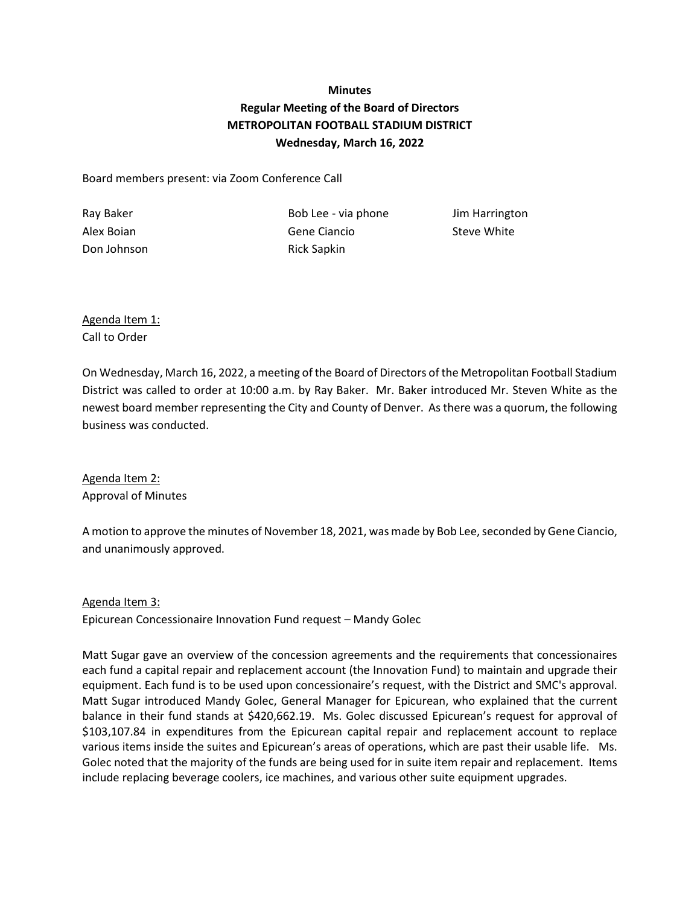**Minutes**
**Regular Meeting of the Board of Directors**
**METROPOLITAN FOOTBALL STADIUM DISTRICT**
**Wednesday, March 16, 2022**

Board members present: via Zoom Conference Call

| | | |
|---|---|---|
| Ray Baker | Bob Lee - via phone | Jim Harrington |
| Alex Boian | Gene Ciancio | Steve White |
| Don Johnson | Rick Sapkin | |

<u>Agenda Item 1:</u>
Call to Order

On Wednesday, March 16, 2022, a meeting of the Board of Directors of the Metropolitan Football Stadium District was called to order at 10:00 a.m. by Ray Baker. Mr. Baker introduced Mr. Steven White as the newest board member representing the City and County of Denver. As there was a quorum, the following business was conducted.

<u>Agenda Item 2:</u>
Approval of Minutes

A motion to approve the minutes of November 18, 2021, was made by Bob Lee, seconded by Gene Ciancio, and unanimously approved.

<u>Agenda Item 3:</u>
Epicurean Concessionaire Innovation Fund request – Mandy Golec

Matt Sugar gave an overview of the concession agreements and the requirements that concessionaires each fund a capital repair and replacement account (the Innovation Fund) to maintain and upgrade their equipment. Each fund is to be used upon concessionaire's request, with the District and SMC's approval. Matt Sugar introduced Mandy Golec, General Manager for Epicurean, who explained that the current balance in their fund stands at $420,662.19. Ms. Golec discussed Epicurean's request for approval of $103,107.84 in expenditures from the Epicurean capital repair and replacement account to replace various items inside the suites and Epicurean's areas of operations, which are past their usable life. Ms. Golec noted that the majority of the funds are being used for in suite item repair and replacement. Items include replacing beverage coolers, ice machines, and various other suite equipment upgrades.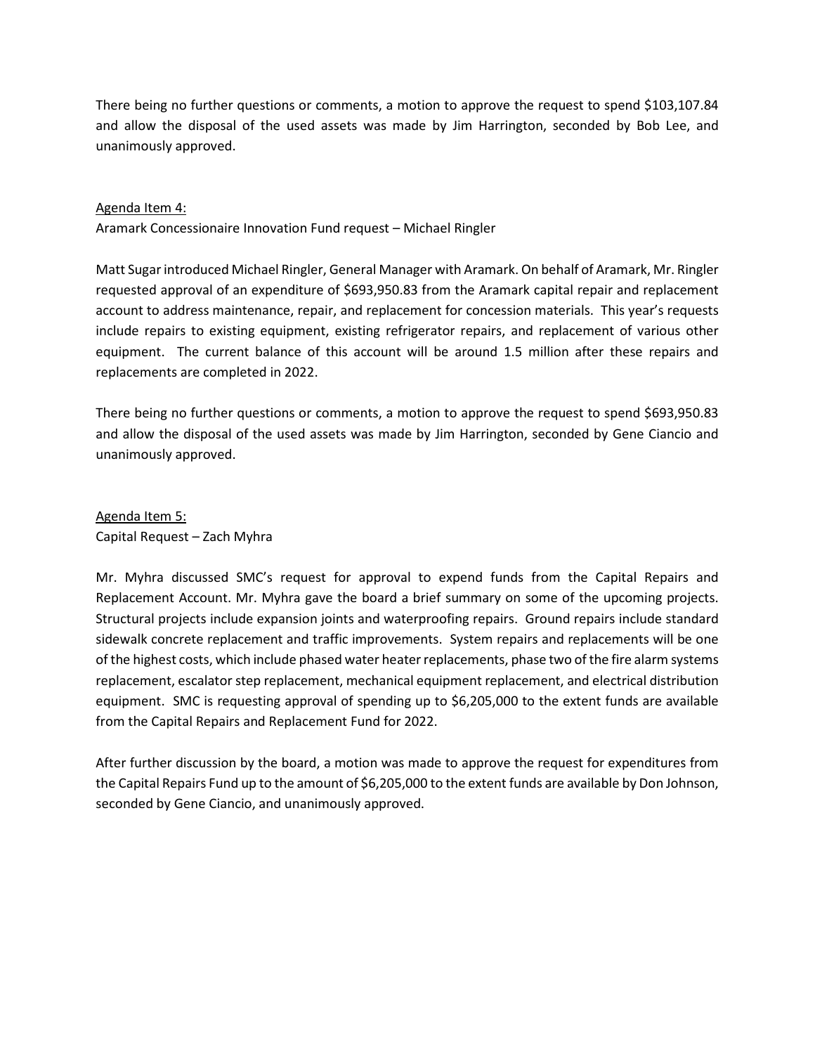There being no further questions or comments, a motion to approve the request to spend $103,107.84 and allow the disposal of the used assets was made by Jim Harrington, seconded by Bob Lee, and unanimously approved.

<u>Agenda Item 4:</u>
Aramark Concessionaire Innovation Fund request – Michael Ringler

Matt Sugar introduced Michael Ringler, General Manager with Aramark. On behalf of Aramark, Mr. Ringler requested approval of an expenditure of $693,950.83 from the Aramark capital repair and replacement account to address maintenance, repair, and replacement for concession materials. This year's requests include repairs to existing equipment, existing refrigerator repairs, and replacement of various other equipment. The current balance of this account will be around 1.5 million after these repairs and replacements are completed in 2022.

There being no further questions or comments, a motion to approve the request to spend $693,950.83 and allow the disposal of the used assets was made by Jim Harrington, seconded by Gene Ciancio and unanimously approved.

<u>Agenda Item 5:</u>
Capital Request – Zach Myhra

Mr. Myhra discussed SMC's request for approval to expend funds from the Capital Repairs and Replacement Account. Mr. Myhra gave the board a brief summary on some of the upcoming projects. Structural projects include expansion joints and waterproofing repairs. Ground repairs include standard sidewalk concrete replacement and traffic improvements. System repairs and replacements will be one of the highest costs, which include phased water heater replacements, phase two of the fire alarm systems replacement, escalator step replacement, mechanical equipment replacement, and electrical distribution equipment. SMC is requesting approval of spending up to $6,205,000 to the extent funds are available from the Capital Repairs and Replacement Fund for 2022.

After further discussion by the board, a motion was made to approve the request for expenditures from the Capital Repairs Fund up to the amount of $6,205,000 to the extent funds are available by Don Johnson, seconded by Gene Ciancio, and unanimously approved.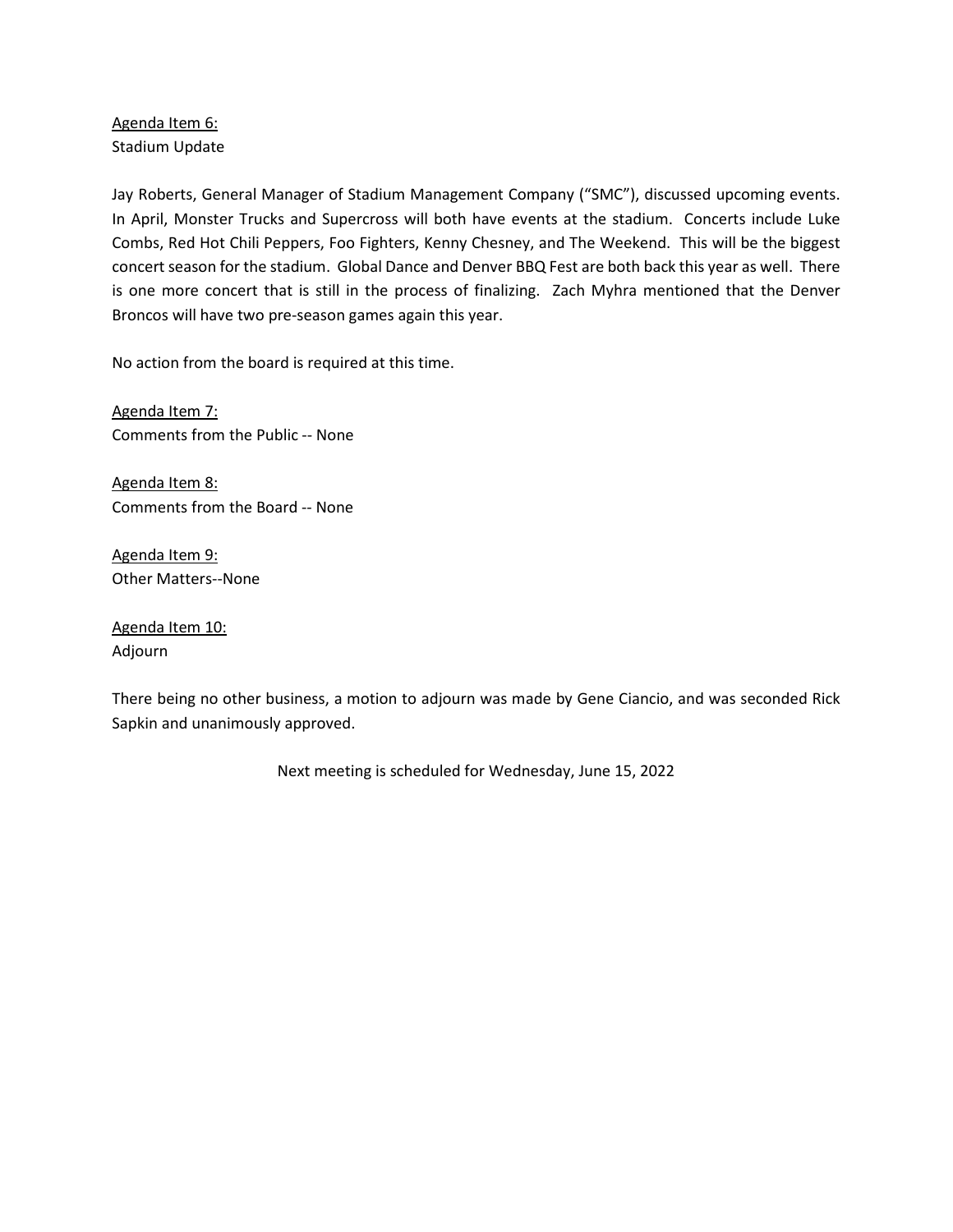<u>Agenda Item 6:</u>
Stadium Update

Jay Roberts, General Manager of Stadium Management Company ("SMC"), discussed upcoming events. In April, Monster Trucks and Supercross will both have events at the stadium. Concerts include Luke Combs, Red Hot Chili Peppers, Foo Fighters, Kenny Chesney, and The Weekend. This will be the biggest concert season for the stadium. Global Dance and Denver BBQ Fest are both back this year as well. There is one more concert that is still in the process of finalizing. Zach Myhra mentioned that the Denver Broncos will have two pre-season games again this year.

No action from the board is required at this time.

<u>Agenda Item 7:</u>
Comments from the Public -- None

<u>Agenda Item 8:</u>
Comments from the Board -- None

<u>Agenda Item 9:</u>
Other Matters--None

<u>Agenda Item 10:</u>
Adjourn

There being no other business, a motion to adjourn was made by Gene Ciancio, and was seconded Rick Sapkin and unanimously approved.

Next meeting is scheduled for Wednesday, June 15, 2022